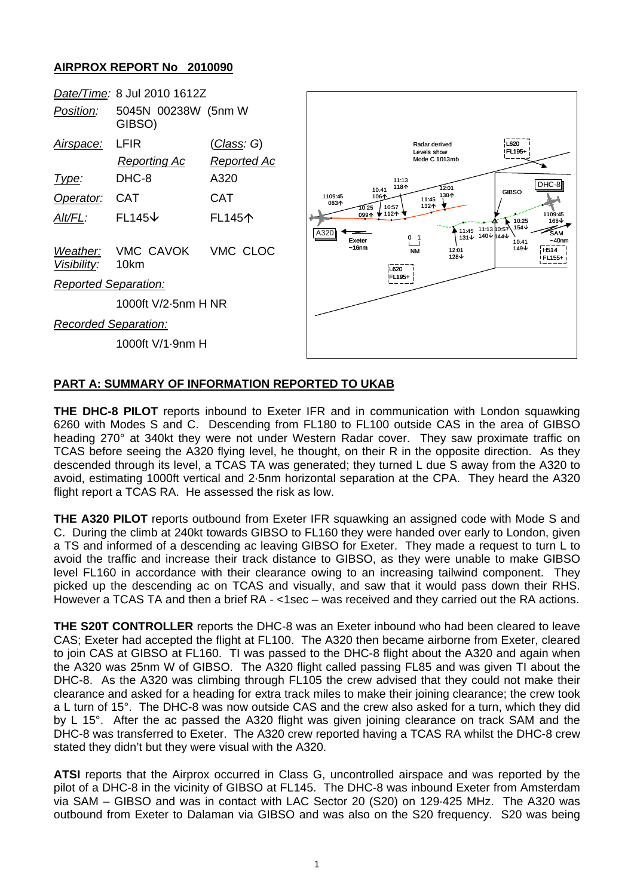## AIRPROX REPORT No 2010090

*Date/Time:* 8 Jul 2010 1612Z

*Position:* 5045N 00238W (5nm W GIBSO)

| | | |
|---|---|---|
| *Airspace:* | LFIR | (*Class*: G) |
| | *Reporting Ac* | *Reported Ac* |
| *Type:* | DHC-8 | A320 |
| *Operator:* | CAT | CAT |
| *Alt/FL:* | FL145↓ | FL145↑ |
| *Weather:* | VMC CAVOK | VMC CLOC |
| *Visibility:* | 10km | |

*Reported Separation:*

1000ft V/2·5nm H NR

*Recorded Separation:*

1000ft V/1·9nm H

Radar derived
Levels show
Mode C 1013mb

L620
FL195+

DHC-8
GIBSO
1109:45 168↓
10:25 154↓
10:41 149↓
SAM ~40nm
H514 FL155+
11:13 140↓
10:57 144↓
11:45 131↓
12:01 128↓
A320
Exeter ~16nm
1109:45 083↑
10:25 099↑
10:41 106↑
10:57 112↑
11:13 118↑
11:45 132↑
12:01 138↑
0 1 NM
L620 FL195+

## PART A: SUMMARY OF INFORMATION REPORTED TO UKAB

**THE DHC-8 PILOT** reports inbound to Exeter IFR and in communication with London squawking 6260 with Modes S and C. Descending from FL180 to FL100 outside CAS in the area of GIBSO heading 270° at 340kt they were not under Western Radar cover. They saw proximate traffic on TCAS before seeing the A320 flying level, he thought, on their R in the opposite direction. As they descended through its level, a TCAS TA was generated; they turned L due S away from the A320 to avoid, estimating 1000ft vertical and 2·5nm horizontal separation at the CPA. They heard the A320 flight report a TCAS RA. He assessed the risk as low.

**THE A320 PILOT** reports outbound from Exeter IFR squawking an assigned code with Mode S and C. During the climb at 240kt towards GIBSO to FL160 they were handed over early to London, given a TS and informed of a descending ac leaving GIBSO for Exeter. They made a request to turn L to avoid the traffic and increase their track distance to GIBSO, as they were unable to make GIBSO level FL160 in accordance with their clearance owing to an increasing tailwind component. They picked up the descending ac on TCAS and visually, and saw that it would pass down their RHS. However a TCAS TA and then a brief RA - <1sec – was received and they carried out the RA actions.

**THE S20T CONTROLLER** reports the DHC-8 was an Exeter inbound who had been cleared to leave CAS; Exeter had accepted the flight at FL100. The A320 then became airborne from Exeter, cleared to join CAS at GIBSO at FL160. TI was passed to the DHC-8 flight about the A320 and again when the A320 was 25nm W of GIBSO. The A320 flight called passing FL85 and was given TI about the DHC-8. As the A320 was climbing through FL105 the crew advised that they could not make their clearance and asked for a heading for extra track miles to make their joining clearance; the crew took a L turn of 15°. The DHC-8 was now outside CAS and the crew also asked for a turn, which they did by L 15°. After the ac passed the A320 flight was given joining clearance on track SAM and the DHC-8 was transferred to Exeter. The A320 crew reported having a TCAS RA whilst the DHC-8 crew stated they didn't but they were visual with the A320.

**ATSI** reports that the Airprox occurred in Class G, uncontrolled airspace and was reported by the pilot of a DHC-8 in the vicinity of GIBSO at FL145. The DHC-8 was inbound Exeter from Amsterdam via SAM – GIBSO and was in contact with LAC Sector 20 (S20) on 129·425 MHz. The A320 was outbound from Exeter to Dalaman via GIBSO and was also on the S20 frequency. S20 was being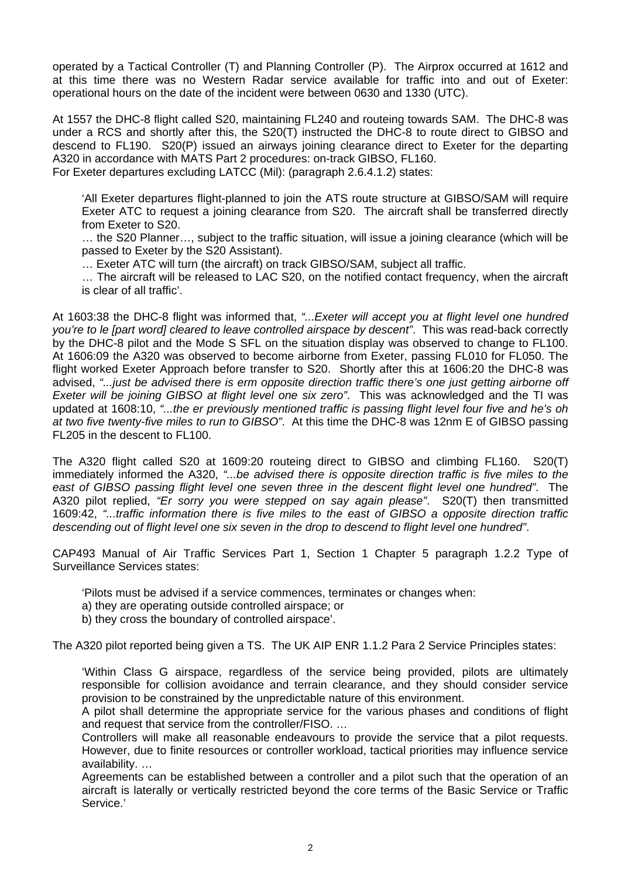operated by a Tactical Controller (T) and Planning Controller (P). The Airprox occurred at 1612 and at this time there was no Western Radar service available for traffic into and out of Exeter: operational hours on the date of the incident were between 0630 and 1330 (UTC).

At 1557 the DHC-8 flight called S20, maintaining FL240 and routeing towards SAM. The DHC-8 was under a RCS and shortly after this, the S20(T) instructed the DHC-8 to route direct to GIBSO and descend to FL190. S20(P) issued an airways joining clearance direct to Exeter for the departing A320 in accordance with MATS Part 2 procedures: on-track GIBSO, FL160.
For Exeter departures excluding LATCC (Mil): (paragraph 2.6.4.1.2) states:

> 'All Exeter departures flight-planned to join the ATS route structure at GIBSO/SAM will require Exeter ATC to request a joining clearance from S20. The aircraft shall be transferred directly from Exeter to S20.
> … the S20 Planner…, subject to the traffic situation, will issue a joining clearance (which will be passed to Exeter by the S20 Assistant).
> … Exeter ATC will turn (the aircraft) on track GIBSO/SAM, subject all traffic.
> … The aircraft will be released to LAC S20, on the notified contact frequency, when the aircraft is clear of all traffic'.

At 1603:38 the DHC-8 flight was informed that, *"...Exeter will accept you at flight level one hundred you're to le [part word] cleared to leave controlled airspace by descent"*. This was read-back correctly by the DHC-8 pilot and the Mode S SFL on the situation display was observed to change to FL100. At 1606:09 the A320 was observed to become airborne from Exeter, passing FL010 for FL050. The flight worked Exeter Approach before transfer to S20. Shortly after this at 1606:20 the DHC-8 was advised, *"...just be advised there is erm opposite direction traffic there's one just getting airborne off Exeter will be joining GIBSO at flight level one six zero"*. This was acknowledged and the TI was updated at 1608:10, *"...the er previously mentioned traffic is passing flight level four five and he's oh at two five twenty-five miles to run to GIBSO"*. At this time the DHC-8 was 12nm E of GIBSO passing FL205 in the descent to FL100.

The A320 flight called S20 at 1609:20 routeing direct to GIBSO and climbing FL160. S20(T) immediately informed the A320, *"...be advised there is opposite direction traffic is five miles to the east of GIBSO passing flight level one seven three in the descent flight level one hundred"*. The A320 pilot replied, *"Er sorry you were stepped on say again please"*. S20(T) then transmitted 1609:42, *"...traffic information there is five miles to the east of GIBSO a opposite direction traffic descending out of flight level one six seven in the drop to descend to flight level one hundred"*.

CAP493 Manual of Air Traffic Services Part 1, Section 1 Chapter 5 paragraph 1.2.2 Type of Surveillance Services states:

> 'Pilots must be advised if a service commences, terminates or changes when:
> a) they are operating outside controlled airspace; or
> b) they cross the boundary of controlled airspace'.

The A320 pilot reported being given a TS. The UK AIP ENR 1.1.2 Para 2 Service Principles states:

> 'Within Class G airspace, regardless of the service being provided, pilots are ultimately responsible for collision avoidance and terrain clearance, and they should consider service provision to be constrained by the unpredictable nature of this environment.
> A pilot shall determine the appropriate service for the various phases and conditions of flight and request that service from the controller/FISO. …
> Controllers will make all reasonable endeavours to provide the service that a pilot requests. However, due to finite resources or controller workload, tactical priorities may influence service availability. …
> Agreements can be established between a controller and a pilot such that the operation of an aircraft is laterally or vertically restricted beyond the core terms of the Basic Service or Traffic Service.'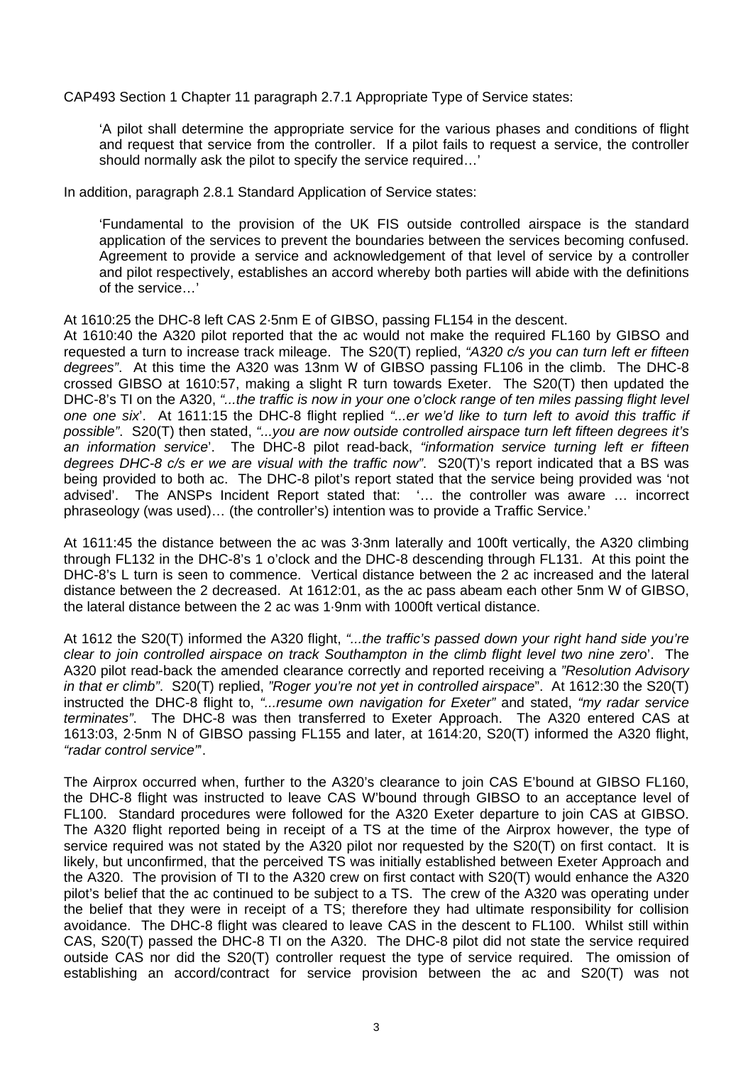CAP493 Section 1 Chapter 11 paragraph 2.7.1 Appropriate Type of Service states:

> 'A pilot shall determine the appropriate service for the various phases and conditions of flight and request that service from the controller. If a pilot fails to request a service, the controller should normally ask the pilot to specify the service required…'

In addition, paragraph 2.8.1 Standard Application of Service states:

> 'Fundamental to the provision of the UK FIS outside controlled airspace is the standard application of the services to prevent the boundaries between the services becoming confused. Agreement to provide a service and acknowledgement of that level of service by a controller and pilot respectively, establishes an accord whereby both parties will abide with the definitions of the service…'

At 1610:25 the DHC-8 left CAS 2·5nm E of GIBSO, passing FL154 in the descent.

At 1610:40 the A320 pilot reported that the ac would not make the required FL160 by GIBSO and requested a turn to increase track mileage. The S20(T) replied, *"A320 c/s you can turn left er fifteen degrees"*. At this time the A320 was 13nm W of GIBSO passing FL106 in the climb. The DHC-8 crossed GIBSO at 1610:57, making a slight R turn towards Exeter. The S20(T) then updated the DHC-8's TI on the A320, *"...the traffic is now in your one o'clock range of ten miles passing flight level one one six*'. At 1611:15 the DHC-8 flight replied *"...er we'd like to turn left to avoid this traffic if possible"*. S20(T) then stated, *"...you are now outside controlled airspace turn left fifteen degrees it's an information service*'. The DHC-8 pilot read-back, *"information service turning left er fifteen degrees DHC-8 c/s er we are visual with the traffic now"*. S20(T)'s report indicated that a BS was being provided to both ac. The DHC-8 pilot's report stated that the service being provided was 'not advised'. The ANSPs Incident Report stated that: '… the controller was aware … incorrect phraseology (was used)… (the controller's) intention was to provide a Traffic Service.'

At 1611:45 the distance between the ac was 3·3nm laterally and 100ft vertically, the A320 climbing through FL132 in the DHC-8's 1 o'clock and the DHC-8 descending through FL131. At this point the DHC-8's L turn is seen to commence. Vertical distance between the 2 ac increased and the lateral distance between the 2 decreased. At 1612:01, as the ac pass abeam each other 5nm W of GIBSO, the lateral distance between the 2 ac was 1·9nm with 1000ft vertical distance.

At 1612 the S20(T) informed the A320 flight, *"...the traffic's passed down your right hand side you're clear to join controlled airspace on track Southampton in the climb flight level two nine zero*'. The A320 pilot read-back the amended clearance correctly and reported receiving a *"Resolution Advisory in that er climb"*. S20(T) replied, *"Roger you're not yet in controlled airspace*". At 1612:30 the S20(T) instructed the DHC-8 flight to, *"...resume own navigation for Exeter"* and stated, *"my radar service terminates"*. The DHC-8 was then transferred to Exeter Approach. The A320 entered CAS at 1613:03, 2·5nm N of GIBSO passing FL155 and later, at 1614:20, S20(T) informed the A320 flight, *"radar control service"*'.

The Airprox occurred when, further to the A320's clearance to join CAS E'bound at GIBSO FL160, the DHC-8 flight was instructed to leave CAS W'bound through GIBSO to an acceptance level of FL100. Standard procedures were followed for the A320 Exeter departure to join CAS at GIBSO. The A320 flight reported being in receipt of a TS at the time of the Airprox however, the type of service required was not stated by the A320 pilot nor requested by the S20(T) on first contact. It is likely, but unconfirmed, that the perceived TS was initially established between Exeter Approach and the A320. The provision of TI to the A320 crew on first contact with S20(T) would enhance the A320 pilot's belief that the ac continued to be subject to a TS. The crew of the A320 was operating under the belief that they were in receipt of a TS; therefore they had ultimate responsibility for collision avoidance. The DHC-8 flight was cleared to leave CAS in the descent to FL100. Whilst still within CAS, S20(T) passed the DHC-8 TI on the A320. The DHC-8 pilot did not state the service required outside CAS nor did the S20(T) controller request the type of service required. The omission of establishing an accord/contract for service provision between the ac and S20(T) was not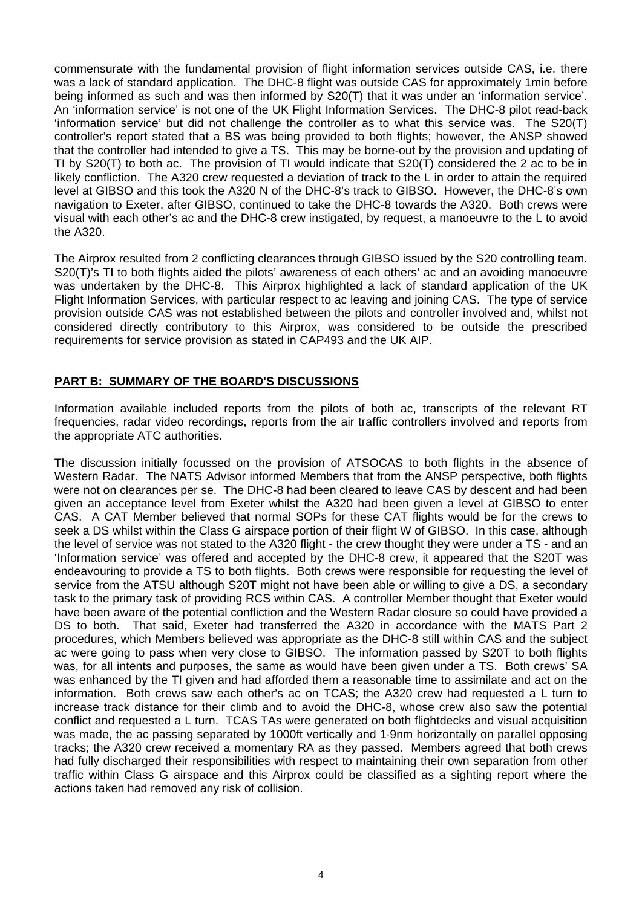commensurate with the fundamental provision of flight information services outside CAS, i.e. there was a lack of standard application. The DHC-8 flight was outside CAS for approximately 1min before being informed as such and was then informed by S20(T) that it was under an 'information service'. An 'information service' is not one of the UK Flight Information Services. The DHC-8 pilot read-back 'information service' but did not challenge the controller as to what this service was. The S20(T) controller's report stated that a BS was being provided to both flights; however, the ANSP showed that the controller had intended to give a TS. This may be borne-out by the provision and updating of TI by S20(T) to both ac. The provision of TI would indicate that S20(T) considered the 2 ac to be in likely confliction. The A320 crew requested a deviation of track to the L in order to attain the required level at GIBSO and this took the A320 N of the DHC-8's track to GIBSO. However, the DHC-8's own navigation to Exeter, after GIBSO, continued to take the DHC-8 towards the A320. Both crews were visual with each other's ac and the DHC-8 crew instigated, by request, a manoeuvre to the L to avoid the A320.

The Airprox resulted from 2 conflicting clearances through GIBSO issued by the S20 controlling team. S20(T)'s TI to both flights aided the pilots' awareness of each others' ac and an avoiding manoeuvre was undertaken by the DHC-8. This Airprox highlighted a lack of standard application of the UK Flight Information Services, with particular respect to ac leaving and joining CAS. The type of service provision outside CAS was not established between the pilots and controller involved and, whilst not considered directly contributory to this Airprox, was considered to be outside the prescribed requirements for service provision as stated in CAP493 and the UK AIP.

## PART B: SUMMARY OF THE BOARD'S DISCUSSIONS

Information available included reports from the pilots of both ac, transcripts of the relevant RT frequencies, radar video recordings, reports from the air traffic controllers involved and reports from the appropriate ATC authorities.

The discussion initially focussed on the provision of ATSOCAS to both flights in the absence of Western Radar. The NATS Advisor informed Members that from the ANSP perspective, both flights were not on clearances per se. The DHC-8 had been cleared to leave CAS by descent and had been given an acceptance level from Exeter whilst the A320 had been given a level at GIBSO to enter CAS. A CAT Member believed that normal SOPs for these CAT flights would be for the crews to seek a DS whilst within the Class G airspace portion of their flight W of GIBSO. In this case, although the level of service was not stated to the A320 flight - the crew thought they were under a TS - and an 'Information service' was offered and accepted by the DHC-8 crew, it appeared that the S20T was endeavouring to provide a TS to both flights. Both crews were responsible for requesting the level of service from the ATSU although S20T might not have been able or willing to give a DS, a secondary task to the primary task of providing RCS within CAS. A controller Member thought that Exeter would have been aware of the potential confliction and the Western Radar closure so could have provided a DS to both. That said, Exeter had transferred the A320 in accordance with the MATS Part 2 procedures, which Members believed was appropriate as the DHC-8 still within CAS and the subject ac were going to pass when very close to GIBSO. The information passed by S20T to both flights was, for all intents and purposes, the same as would have been given under a TS. Both crews' SA was enhanced by the TI given and had afforded them a reasonable time to assimilate and act on the information. Both crews saw each other's ac on TCAS; the A320 crew had requested a L turn to increase track distance for their climb and to avoid the DHC-8, whose crew also saw the potential conflict and requested a L turn. TCAS TAs were generated on both flightdecks and visual acquisition was made, the ac passing separated by 1000ft vertically and 1·9nm horizontally on parallel opposing tracks; the A320 crew received a momentary RA as they passed. Members agreed that both crews had fully discharged their responsibilities with respect to maintaining their own separation from other traffic within Class G airspace and this Airprox could be classified as a sighting report where the actions taken had removed any risk of collision.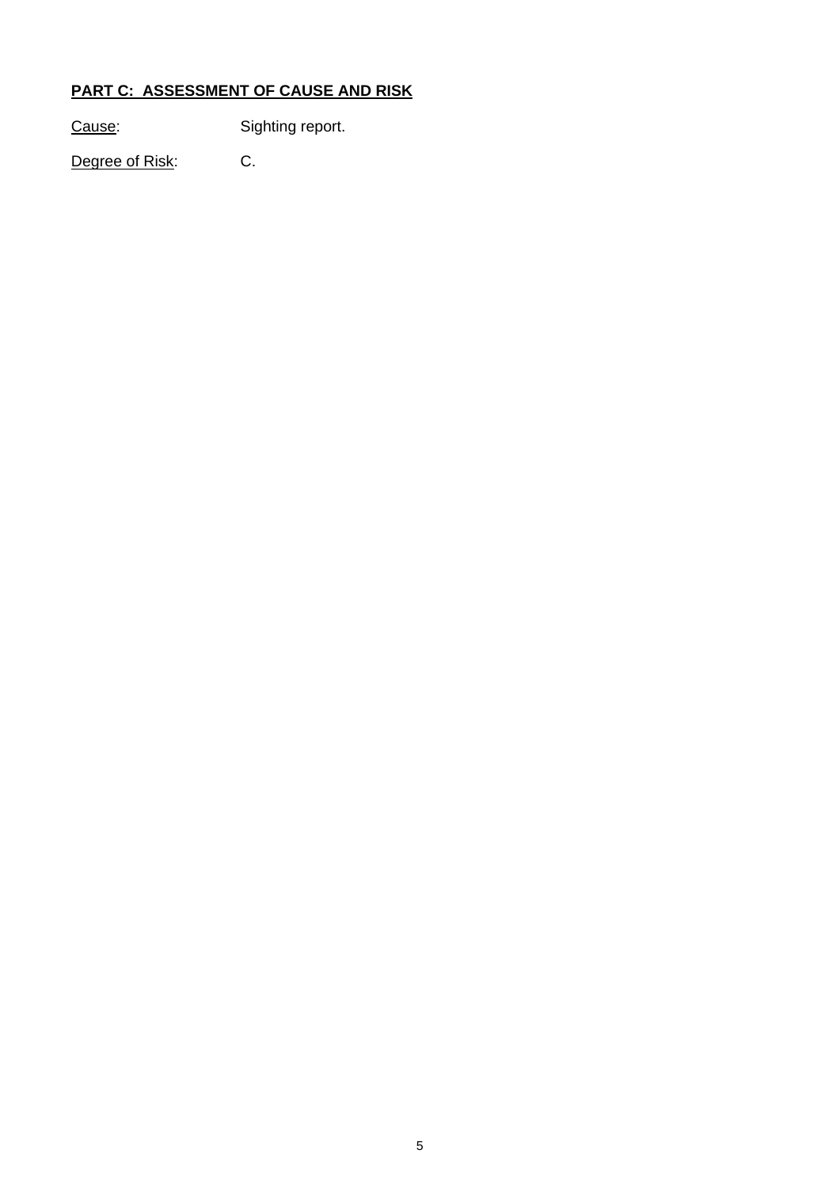**PART C: ASSESSMENT OF CAUSE AND RISK**

Cause: Sighting report.

Degree of Risk: C.